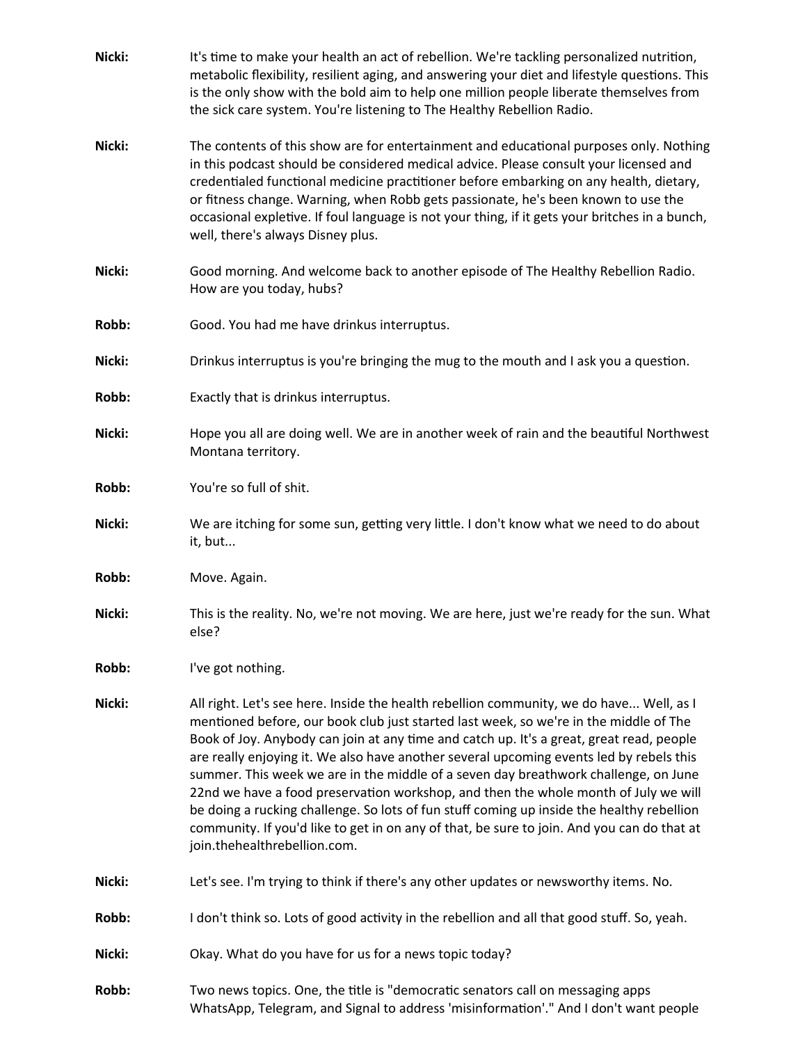**Nicki:** It's time to make your health an act of rebellion. We're tackling personalized nutrition, metabolic flexibility, resilient aging, and answering your diet and lifestyle questions. This is the only show with the bold aim to help one million people liberate themselves from the sick care system. You're listening to The Healthy Rebellion Radio.

**Nicki:** The contents of this show are for entertainment and educational purposes only. Nothing in this podcast should be considered medical advice. Please consult your licensed and credentialed functional medicine practitioner before embarking on any health, dietary, or fitness change. Warning, when Robb gets passionate, he's been known to use the occasional expletive. If foul language is not your thing, if it gets your britches in a bunch, well, there's always Disney plus.

**Nicki:** Good morning. And welcome back to another episode of The Healthy Rebellion Radio. How are you today, hubs?

**Robb:** Good. You had me have drinkus interruptus.

**Nicki:** Drinkus interruptus is you're bringing the mug to the mouth and I ask you a question.

**Robb:** Exactly that is drinkus interruptus.

**Nicki:** Hope you all are doing well. We are in another week of rain and the beautiful Northwest Montana territory.

**Robb:** You're so full of shit.

**Nicki:** We are itching for some sun, getting very little. I don't know what we need to do about it, but...

**Robb:** Move. Again.

**Nicki:** This is the reality. No, we're not moving. We are here, just we're ready for the sun. What else?

**Robb:** I've got nothing.

**Nicki:** All right. Let's see here. Inside the health rebellion community, we do have... Well, as I mentioned before, our book club just started last week, so we're in the middle of The Book of Joy. Anybody can join at any time and catch up. It's a great, great read, people are really enjoying it. We also have another several upcoming events led by rebels this summer. This week we are in the middle of a seven day breathwork challenge, on June 22nd we have a food preservation workshop, and then the whole month of July we will be doing a rucking challenge. So lots of fun stuff coming up inside the healthy rebellion community. If you'd like to get in on any of that, be sure to join. And you can do that at join.thehealthrebellion.com.

**Nicki:** Let's see. I'm trying to think if there's any other updates or newsworthy items. No.

**Robb:** I don't think so. Lots of good activity in the rebellion and all that good stuff. So, yeah.

**Nicki:** Okay. What do you have for us for a news topic today?

**Robb:** Two news topics. One, the title is "democratic senators call on messaging apps WhatsApp, Telegram, and Signal to address 'misinformation'." And I don't want people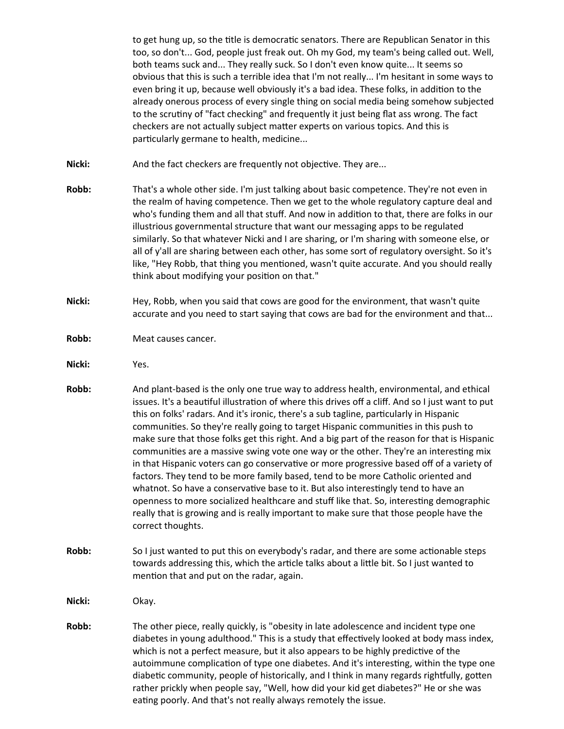to get hung up, so the title is democratic senators. There are Republican Senator in this too, so don't... God, people just freak out. Oh my God, my team's being called out. Well, both teams suck and... They really suck. So I don't even know quite... It seems so obvious that this is such a terrible idea that I'm not really... I'm hesitant in some ways to even bring it up, because well obviously it's a bad idea. These folks, in addition to the already onerous process of every single thing on social media being somehow subjected to the scrutiny of "fact checking" and frequently it just being flat ass wrong. The fact checkers are not actually subject matter experts on various topics. And this is particularly germane to health, medicine...

**Nicki:** And the fact checkers are frequently not objective. They are...

**Robb:** That's a whole other side. I'm just talking about basic competence. They're not even in the realm of having competence. Then we get to the whole regulatory capture deal and who's funding them and all that stuff. And now in addition to that, there are folks in our illustrious governmental structure that want our messaging apps to be regulated similarly. So that whatever Nicki and I are sharing, or I'm sharing with someone else, or all of y'all are sharing between each other, has some sort of regulatory oversight. So it's like, "Hey Robb, that thing you mentioned, wasn't quite accurate. And you should really think about modifying your position on that."

**Nicki:** Hey, Robb, when you said that cows are good for the environment, that wasn't quite accurate and you need to start saying that cows are bad for the environment and that...

**Robb:** Meat causes cancer.

**Nicki:** Yes.

**Robb:** And plant-based is the only one true way to address health, environmental, and ethical issues. It's a beautiful illustration of where this drives off a cliff. And so I just want to put this on folks' radars. And it's ironic, there's a sub tagline, particularly in Hispanic communities. So they're really going to target Hispanic communities in this push to make sure that those folks get this right. And a big part of the reason for that is Hispanic communities are a massive swing vote one way or the other. They're an interesting mix in that Hispanic voters can go conservative or more progressive based off of a variety of factors. They tend to be more family based, tend to be more Catholic oriented and whatnot. So have a conservative base to it. But also interestingly tend to have an openness to more socialized healthcare and stuff like that. So, interesting demographic really that is growing and is really important to make sure that those people have the correct thoughts.

**Robb:** So I just wanted to put this on everybody's radar, and there are some actionable steps towards addressing this, which the article talks about a little bit. So I just wanted to mention that and put on the radar, again.

**Nicki:** Okay.

**Robb:** The other piece, really quickly, is "obesity in late adolescence and incident type one diabetes in young adulthood." This is a study that effectively looked at body mass index, which is not a perfect measure, but it also appears to be highly predictive of the autoimmune complication of type one diabetes. And it's interesting, within the type one diabetic community, people of historically, and I think in many regards rightfully, gotten rather prickly when people say, "Well, how did your kid get diabetes?" He or she was eating poorly. And that's not really always remotely the issue.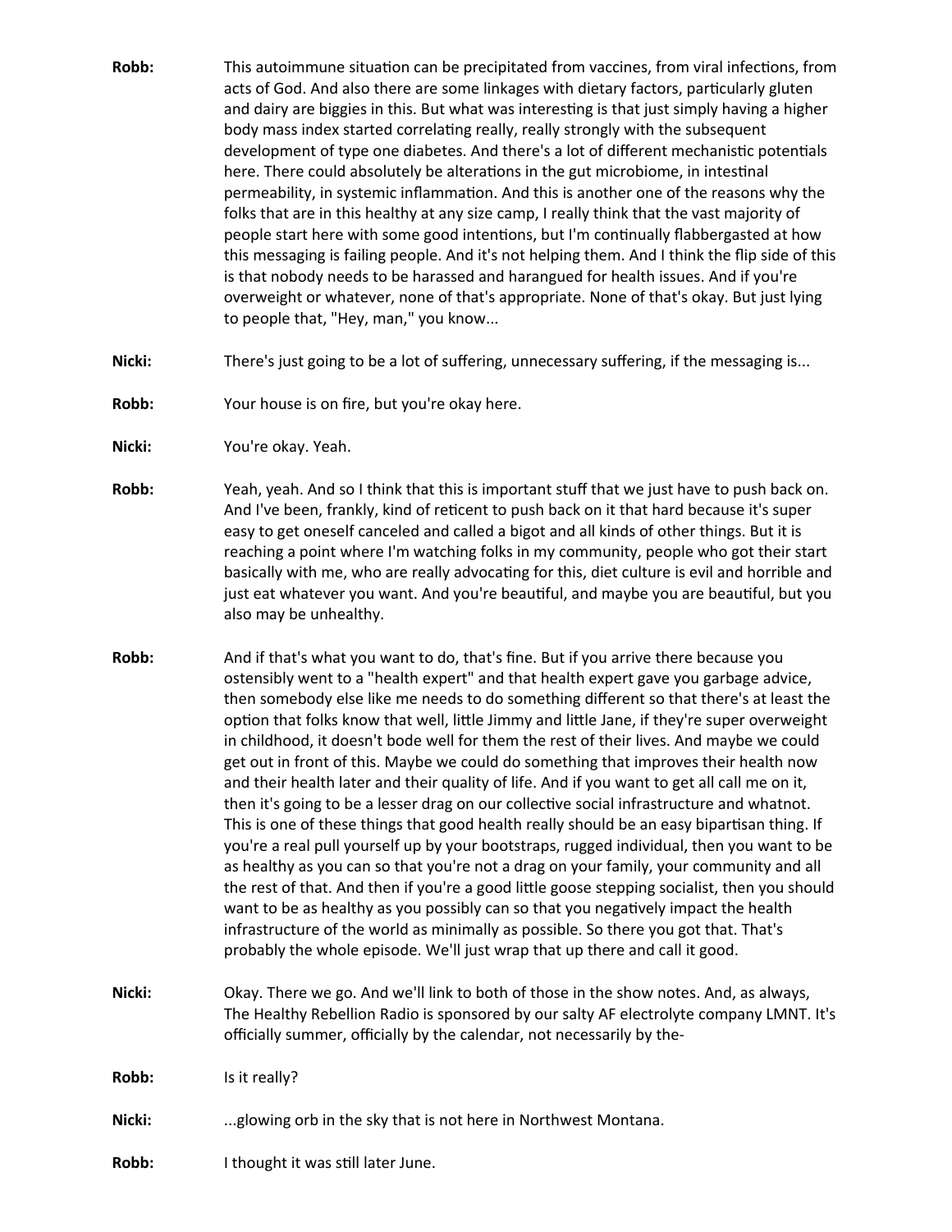**Robb:** This autoimmune situation can be precipitated from vaccines, from viral infections, from acts of God. And also there are some linkages with dietary factors, particularly gluten and dairy are biggies in this. But what was interesting is that just simply having a higher body mass index started correlating really, really strongly with the subsequent development of type one diabetes. And there's a lot of different mechanistic potentials here. There could absolutely be alterations in the gut microbiome, in intestinal permeability, in systemic inflammation. And this is another one of the reasons why the folks that are in this healthy at any size camp, I really think that the vast majority of people start here with some good intentions, but I'm continually flabbergasted at how this messaging is failing people. And it's not helping them. And I think the flip side of this is that nobody needs to be harassed and harangued for health issues. And if you're overweight or whatever, none of that's appropriate. None of that's okay. But just lying to people that, "Hey, man," you know...

**Nicki:** There's just going to be a lot of suffering, unnecessary suffering, if the messaging is...

**Robb:** Your house is on fire, but you're okay here.

**Nicki:** You're okay. Yeah.

**Robb:** Yeah, yeah. And so I think that this is important stuff that we just have to push back on. And I've been, frankly, kind of reticent to push back on it that hard because it's super easy to get oneself canceled and called a bigot and all kinds of other things. But it is reaching a point where I'm watching folks in my community, people who got their start basically with me, who are really advocating for this, diet culture is evil and horrible and just eat whatever you want. And you're beautiful, and maybe you are beautiful, but you also may be unhealthy.

**Robb:** And if that's what you want to do, that's fine. But if you arrive there because you ostensibly went to a "health expert" and that health expert gave you garbage advice, then somebody else like me needs to do something different so that there's at least the option that folks know that well, little Jimmy and little Jane, if they're super overweight in childhood, it doesn't bode well for them the rest of their lives. And maybe we could get out in front of this. Maybe we could do something that improves their health now and their health later and their quality of life. And if you want to get all call me on it, then it's going to be a lesser drag on our collective social infrastructure and whatnot. This is one of these things that good health really should be an easy bipartisan thing. If you're a real pull yourself up by your bootstraps, rugged individual, then you want to be as healthy as you can so that you're not a drag on your family, your community and all the rest of that. And then if you're a good little goose stepping socialist, then you should want to be as healthy as you possibly can so that you negatively impact the health infrastructure of the world as minimally as possible. So there you got that. That's probably the whole episode. We'll just wrap that up there and call it good.

**Nicki:** Okay. There we go. And we'll link to both of those in the show notes. And, as always, The Healthy Rebellion Radio is sponsored by our salty AF electrolyte company LMNT. It's officially summer, officially by the calendar, not necessarily by the-

**Robb:** Is it really?

**Nicki:** ...glowing orb in the sky that is not here in Northwest Montana.

**Robb:** I thought it was still later June.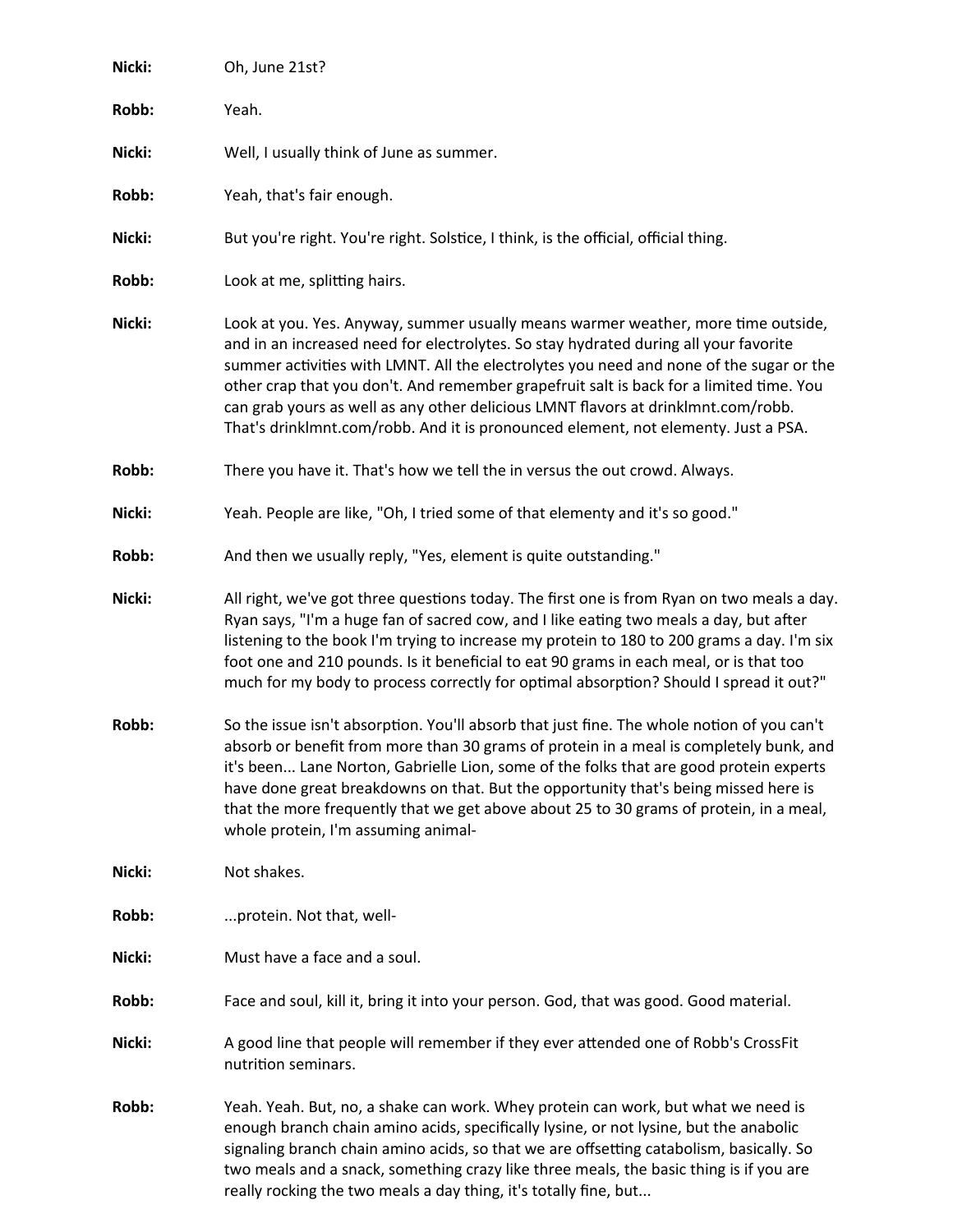**Nicki:** Oh, June 21st?

**Robb:** Yeah.

**Nicki:** Well, I usually think of June as summer.

**Robb:** Yeah, that's fair enough.

**Nicki:** But you're right. You're right. Solstice, I think, is the official, official thing.

**Robb:** Look at me, splitting hairs.

**Nicki:** Look at you. Yes. Anyway, summer usually means warmer weather, more time outside, and in an increased need for electrolytes. So stay hydrated during all your favorite summer activities with LMNT. All the electrolytes you need and none of the sugar or the other crap that you don't. And remember grapefruit salt is back for a limited time. You can grab yours as well as any other delicious LMNT flavors at drinklmnt.com/robb. That's drinklmnt.com/robb. And it is pronounced element, not elementy. Just a PSA.

**Robb:** There you have it. That's how we tell the in versus the out crowd. Always.

**Nicki:** Yeah. People are like, "Oh, I tried some of that elementy and it's so good."

**Robb:** And then we usually reply, "Yes, element is quite outstanding."

**Nicki:** All right, we've got three questions today. The first one is from Ryan on two meals a day. Ryan says, "I'm a huge fan of sacred cow, and I like eating two meals a day, but after listening to the book I'm trying to increase my protein to 180 to 200 grams a day. I'm six foot one and 210 pounds. Is it beneficial to eat 90 grams in each meal, or is that too much for my body to process correctly for optimal absorption? Should I spread it out?"

**Robb:** So the issue isn't absorption. You'll absorb that just fine. The whole notion of you can't absorb or benefit from more than 30 grams of protein in a meal is completely bunk, and it's been... Lane Norton, Gabrielle Lion, some of the folks that are good protein experts have done great breakdowns on that. But the opportunity that's being missed here is that the more frequently that we get above about 25 to 30 grams of protein, in a meal, whole protein, I'm assuming animal-

**Nicki:** Not shakes.

**Robb:** ...protein. Not that, well-

**Nicki:** Must have a face and a soul.

**Robb:** Face and soul, kill it, bring it into your person. God, that was good. Good material.

**Nicki:** A good line that people will remember if they ever attended one of Robb's CrossFit nutrition seminars.

**Robb:** Yeah. Yeah. But, no, a shake can work. Whey protein can work, but what we need is enough branch chain amino acids, specifically lysine, or not lysine, but the anabolic signaling branch chain amino acids, so that we are offsetting catabolism, basically. So two meals and a snack, something crazy like three meals, the basic thing is if you are really rocking the two meals a day thing, it's totally fine, but...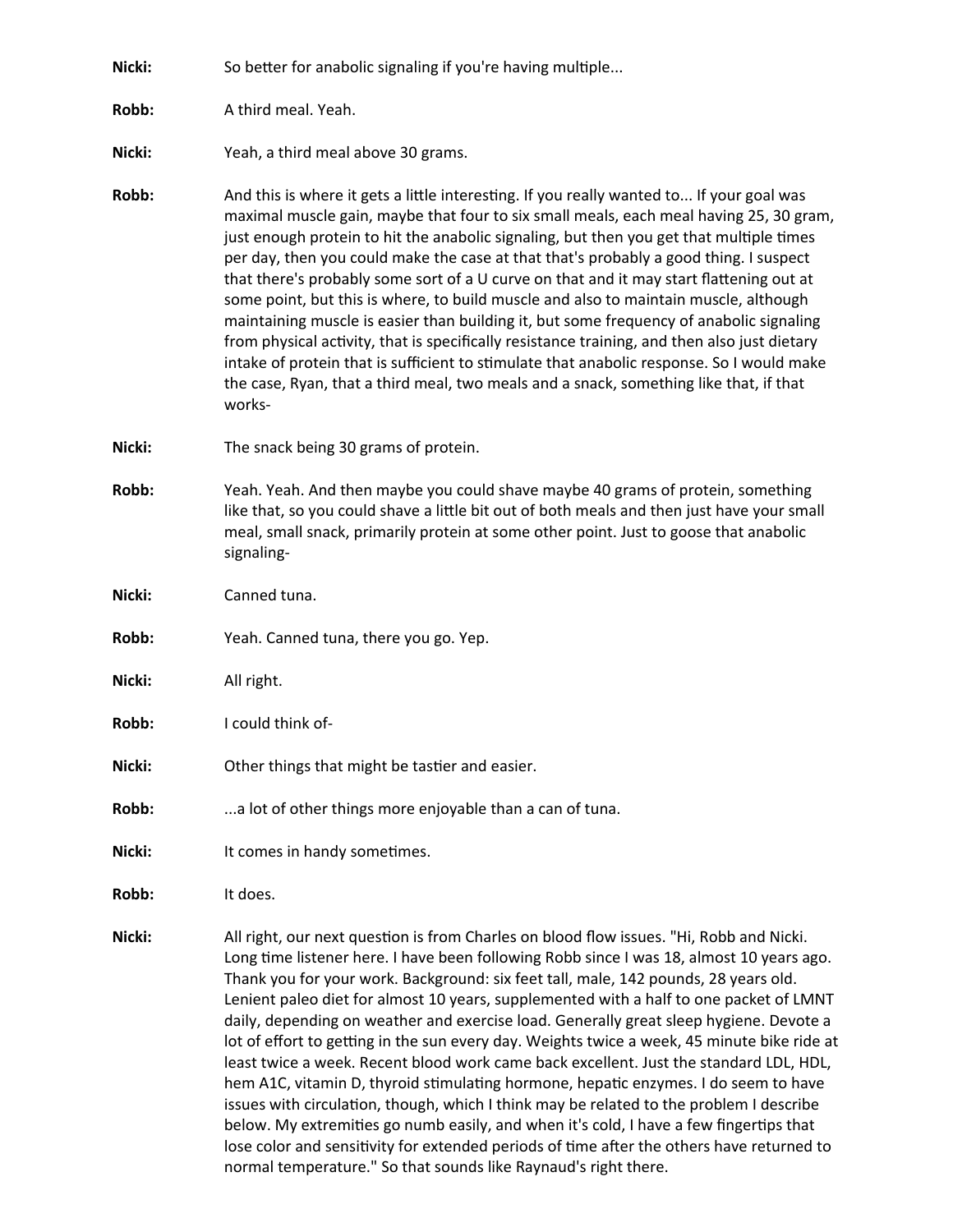**Nicki:** So better for anabolic signaling if you're having multiple...

**Robb:** A third meal. Yeah.

**Nicki:** Yeah, a third meal above 30 grams.

**Robb:** And this is where it gets a little interesting. If you really wanted to... If your goal was maximal muscle gain, maybe that four to six small meals, each meal having 25, 30 gram, just enough protein to hit the anabolic signaling, but then you get that multiple times per day, then you could make the case at that that's probably a good thing. I suspect that there's probably some sort of a U curve on that and it may start flattening out at some point, but this is where, to build muscle and also to maintain muscle, although maintaining muscle is easier than building it, but some frequency of anabolic signaling from physical activity, that is specifically resistance training, and then also just dietary intake of protein that is sufficient to stimulate that anabolic response. So I would make the case, Ryan, that a third meal, two meals and a snack, something like that, if that works-

**Nicki:** The snack being 30 grams of protein.

**Robb:** Yeah. Yeah. And then maybe you could shave maybe 40 grams of protein, something like that, so you could shave a little bit out of both meals and then just have your small meal, small snack, primarily protein at some other point. Just to goose that anabolic signaling-

**Nicki:** Canned tuna.

**Robb:** Yeah. Canned tuna, there you go. Yep.

**Nicki:** All right.

**Robb:** I could think of-

**Nicki:** Other things that might be tastier and easier.

**Robb:** ...a lot of other things more enjoyable than a can of tuna.

**Nicki:** It comes in handy sometimes.

**Robb:** It does.

**Nicki:** All right, our next question is from Charles on blood flow issues. "Hi, Robb and Nicki. Long time listener here. I have been following Robb since I was 18, almost 10 years ago. Thank you for your work. Background: six feet tall, male, 142 pounds, 28 years old. Lenient paleo diet for almost 10 years, supplemented with a half to one packet of LMNT daily, depending on weather and exercise load. Generally great sleep hygiene. Devote a lot of effort to getting in the sun every day. Weights twice a week, 45 minute bike ride at least twice a week. Recent blood work came back excellent. Just the standard LDL, HDL, hem A1C, vitamin D, thyroid stimulating hormone, hepatic enzymes. I do seem to have issues with circulation, though, which I think may be related to the problem I describe below. My extremities go numb easily, and when it's cold, I have a few fingertips that lose color and sensitivity for extended periods of time after the others have returned to normal temperature." So that sounds like Raynaud's right there.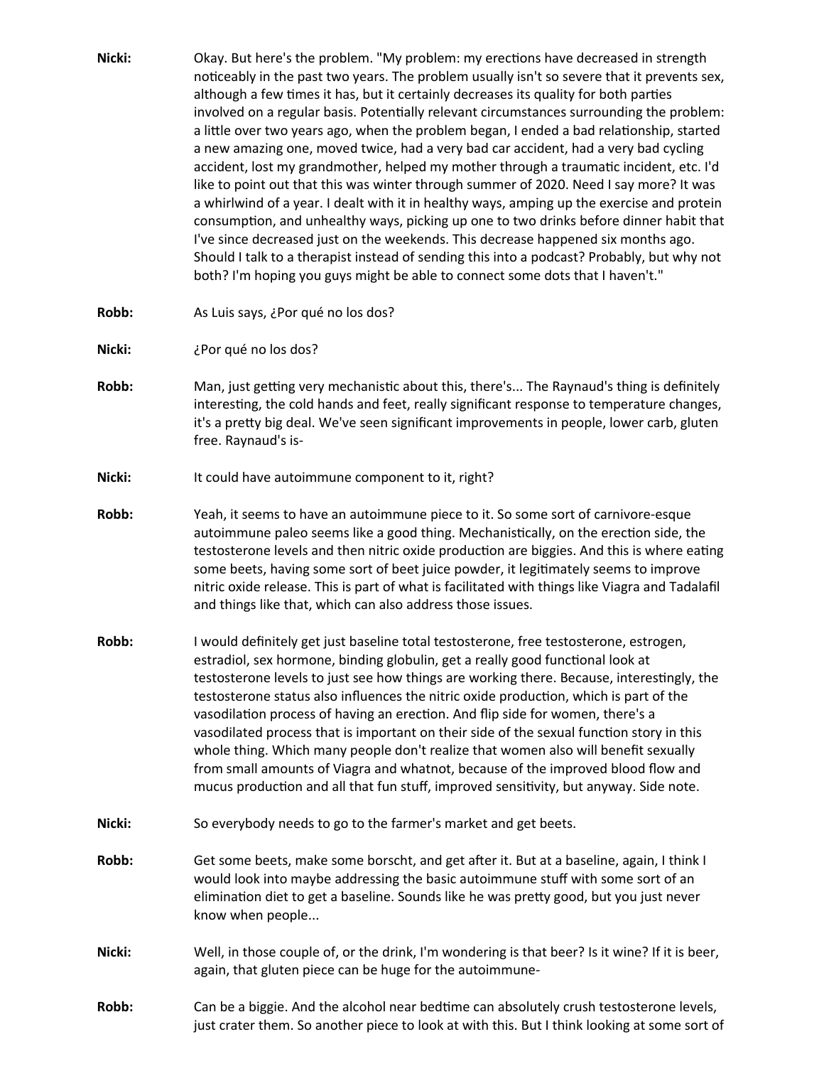**Nicki:** Okay. But here's the problem. "My problem: my erections have decreased in strength noticeably in the past two years. The problem usually isn't so severe that it prevents sex, although a few times it has, but it certainly decreases its quality for both parties involved on a regular basis. Potentially relevant circumstances surrounding the problem: a little over two years ago, when the problem began, I ended a bad relationship, started a new amazing one, moved twice, had a very bad car accident, had a very bad cycling accident, lost my grandmother, helped my mother through a traumatic incident, etc. I'd like to point out that this was winter through summer of 2020. Need I say more? It was a whirlwind of a year. I dealt with it in healthy ways, amping up the exercise and protein consumption, and unhealthy ways, picking up one to two drinks before dinner habit that I've since decreased just on the weekends. This decrease happened six months ago. Should I talk to a therapist instead of sending this into a podcast? Probably, but why not both? I'm hoping you guys might be able to connect some dots that I haven't."

**Robb:** As Luis says, ¿Por qué no los dos?

**Nicki:** ¿Por qué no los dos?

**Robb:** Man, just getting very mechanistic about this, there's... The Raynaud's thing is definitely interesting, the cold hands and feet, really significant response to temperature changes, it's a pretty big deal. We've seen significant improvements in people, lower carb, gluten free. Raynaud's is-

**Nicki:** It could have autoimmune component to it, right?

**Robb:** Yeah, it seems to have an autoimmune piece to it. So some sort of carnivore-esque autoimmune paleo seems like a good thing. Mechanistically, on the erection side, the testosterone levels and then nitric oxide production are biggies. And this is where eating some beets, having some sort of beet juice powder, it legitimately seems to improve nitric oxide release. This is part of what is facilitated with things like Viagra and Tadalafil and things like that, which can also address those issues.

**Robb:** I would definitely get just baseline total testosterone, free testosterone, estrogen, estradiol, sex hormone, binding globulin, get a really good functional look at testosterone levels to just see how things are working there. Because, interestingly, the testosterone status also influences the nitric oxide production, which is part of the vasodilation process of having an erection. And flip side for women, there's a vasodilated process that is important on their side of the sexual function story in this whole thing. Which many people don't realize that women also will benefit sexually from small amounts of Viagra and whatnot, because of the improved blood flow and mucus production and all that fun stuff, improved sensitivity, but anyway. Side note.

**Nicki:** So everybody needs to go to the farmer's market and get beets.

**Robb:** Get some beets, make some borscht, and get after it. But at a baseline, again, I think I would look into maybe addressing the basic autoimmune stuff with some sort of an elimination diet to get a baseline. Sounds like he was pretty good, but you just never know when people...

**Nicki:** Well, in those couple of, or the drink, I'm wondering is that beer? Is it wine? If it is beer, again, that gluten piece can be huge for the autoimmune-

**Robb:** Can be a biggie. And the alcohol near bedtime can absolutely crush testosterone levels, just crater them. So another piece to look at with this. But I think looking at some sort of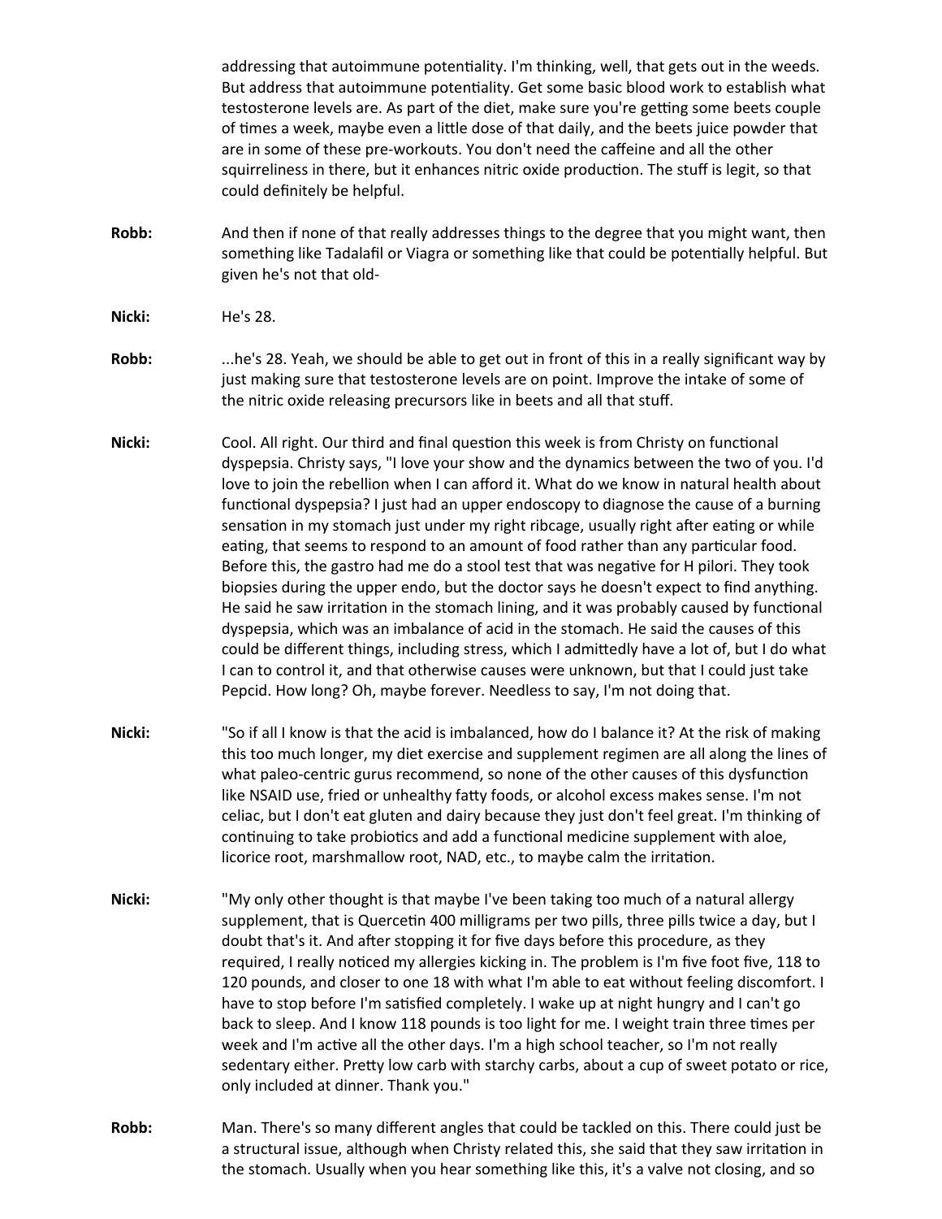addressing that autoimmune potentiality. I'm thinking, well, that gets out in the weeds. But address that autoimmune potentiality. Get some basic blood work to establish what testosterone levels are. As part of the diet, make sure you're getting some beets couple of times a week, maybe even a little dose of that daily, and the beets juice powder that are in some of these pre-workouts. You don't need the caffeine and all the other squirreliness in there, but it enhances nitric oxide production. The stuff is legit, so that could definitely be helpful.

**Robb:** And then if none of that really addresses things to the degree that you might want, then something like Tadalafil or Viagra or something like that could be potentially helpful. But given he's not that old-

**Nicki:** He's 28.

**Robb:** ...he's 28. Yeah, we should be able to get out in front of this in a really significant way by just making sure that testosterone levels are on point. Improve the intake of some of the nitric oxide releasing precursors like in beets and all that stuff.

**Nicki:** Cool. All right. Our third and final question this week is from Christy on functional dyspepsia. Christy says, "I love your show and the dynamics between the two of you. I'd love to join the rebellion when I can afford it. What do we know in natural health about functional dyspepsia? I just had an upper endoscopy to diagnose the cause of a burning sensation in my stomach just under my right ribcage, usually right after eating or while eating, that seems to respond to an amount of food rather than any particular food. Before this, the gastro had me do a stool test that was negative for H pilori. They took biopsies during the upper endo, but the doctor says he doesn't expect to find anything. He said he saw irritation in the stomach lining, and it was probably caused by functional dyspepsia, which was an imbalance of acid in the stomach. He said the causes of this could be different things, including stress, which I admittedly have a lot of, but I do what I can to control it, and that otherwise causes were unknown, but that I could just take Pepcid. How long? Oh, maybe forever. Needless to say, I'm not doing that.

**Nicki:** "So if all I know is that the acid is imbalanced, how do I balance it? At the risk of making this too much longer, my diet exercise and supplement regimen are all along the lines of what paleo-centric gurus recommend, so none of the other causes of this dysfunction like NSAID use, fried or unhealthy fatty foods, or alcohol excess makes sense. I'm not celiac, but I don't eat gluten and dairy because they just don't feel great. I'm thinking of continuing to take probiotics and add a functional medicine supplement with aloe, licorice root, marshmallow root, NAD, etc., to maybe calm the irritation.

**Nicki:** "My only other thought is that maybe I've been taking too much of a natural allergy supplement, that is Quercetin 400 milligrams per two pills, three pills twice a day, but I doubt that's it. And after stopping it for five days before this procedure, as they required, I really noticed my allergies kicking in. The problem is I'm five foot five, 118 to 120 pounds, and closer to one 18 with what I'm able to eat without feeling discomfort. I have to stop before I'm satisfied completely. I wake up at night hungry and I can't go back to sleep. And I know 118 pounds is too light for me. I weight train three times per week and I'm active all the other days. I'm a high school teacher, so I'm not really sedentary either. Pretty low carb with starchy carbs, about a cup of sweet potato or rice, only included at dinner. Thank you."

**Robb:** Man. There's so many different angles that could be tackled on this. There could just be a structural issue, although when Christy related this, she said that they saw irritation in the stomach. Usually when you hear something like this, it's a valve not closing, and so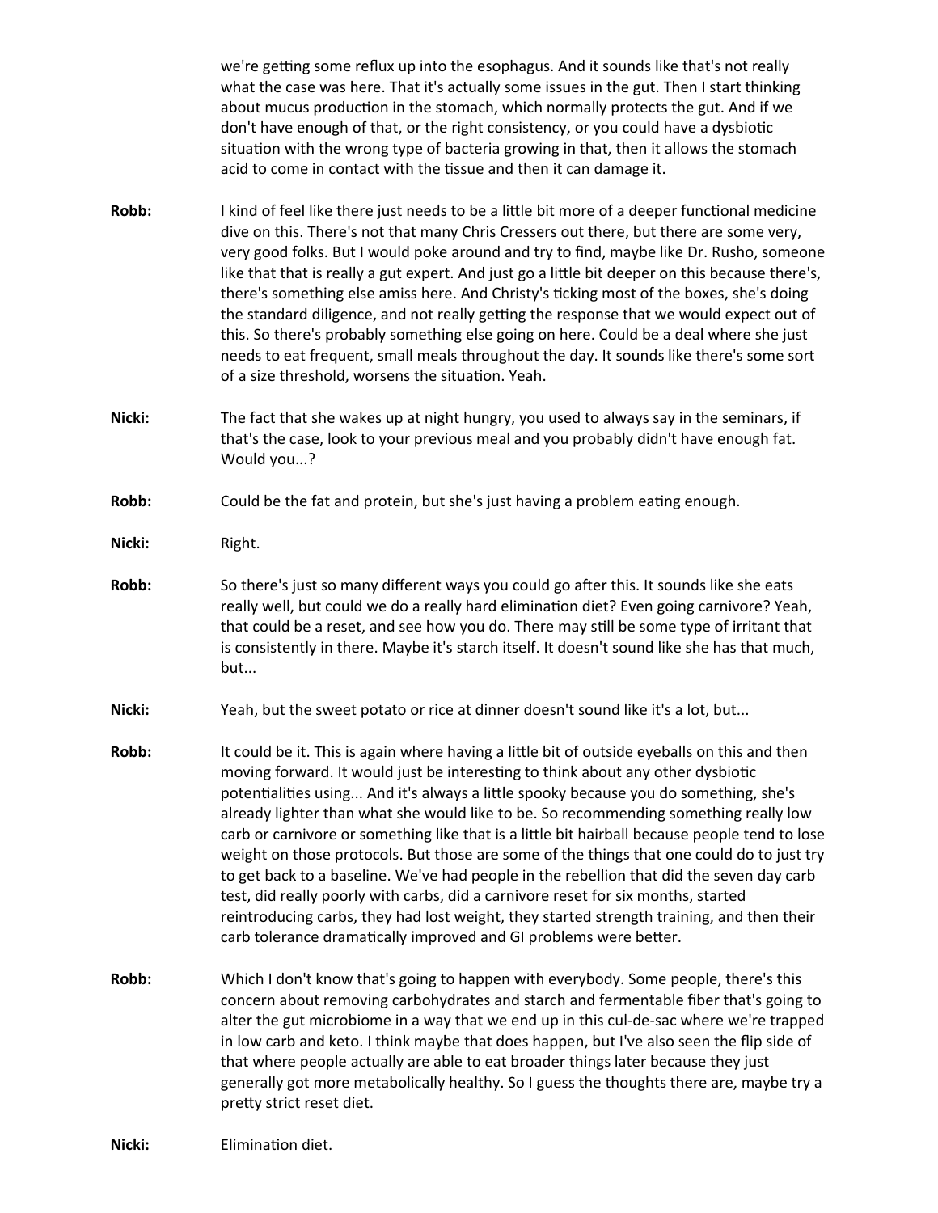we're getting some reflux up into the esophagus. And it sounds like that's not really what the case was here. That it's actually some issues in the gut. Then I start thinking about mucus production in the stomach, which normally protects the gut. And if we don't have enough of that, or the right consistency, or you could have a dysbiotic situation with the wrong type of bacteria growing in that, then it allows the stomach acid to come in contact with the tissue and then it can damage it.

**Robb:** I kind of feel like there just needs to be a little bit more of a deeper functional medicine dive on this. There's not that many Chris Cressers out there, but there are some very, very good folks. But I would poke around and try to find, maybe like Dr. Rusho, someone like that that is really a gut expert. And just go a little bit deeper on this because there's, there's something else amiss here. And Christy's ticking most of the boxes, she's doing the standard diligence, and not really getting the response that we would expect out of this. So there's probably something else going on here. Could be a deal where she just needs to eat frequent, small meals throughout the day. It sounds like there's some sort of a size threshold, worsens the situation. Yeah.

**Nicki:** The fact that she wakes up at night hungry, you used to always say in the seminars, if that's the case, look to your previous meal and you probably didn't have enough fat. Would you...?

**Robb:** Could be the fat and protein, but she's just having a problem eating enough.

**Nicki:** Right.

**Robb:** So there's just so many different ways you could go after this. It sounds like she eats really well, but could we do a really hard elimination diet? Even going carnivore? Yeah, that could be a reset, and see how you do. There may still be some type of irritant that is consistently in there. Maybe it's starch itself. It doesn't sound like she has that much, but...

**Nicki:** Yeah, but the sweet potato or rice at dinner doesn't sound like it's a lot, but...

**Robb:** It could be it. This is again where having a little bit of outside eyeballs on this and then moving forward. It would just be interesting to think about any other dysbiotic potentialities using... And it's always a little spooky because you do something, she's already lighter than what she would like to be. So recommending something really low carb or carnivore or something like that is a little bit hairball because people tend to lose weight on those protocols. But those are some of the things that one could do to just try to get back to a baseline. We've had people in the rebellion that did the seven day carb test, did really poorly with carbs, did a carnivore reset for six months, started reintroducing carbs, they had lost weight, they started strength training, and then their carb tolerance dramatically improved and GI problems were better.

**Robb:** Which I don't know that's going to happen with everybody. Some people, there's this concern about removing carbohydrates and starch and fermentable fiber that's going to alter the gut microbiome in a way that we end up in this cul-de-sac where we're trapped in low carb and keto. I think maybe that does happen, but I've also seen the flip side of that where people actually are able to eat broader things later because they just generally got more metabolically healthy. So I guess the thoughts there are, maybe try a pretty strict reset diet.

**Nicki:** Elimination diet.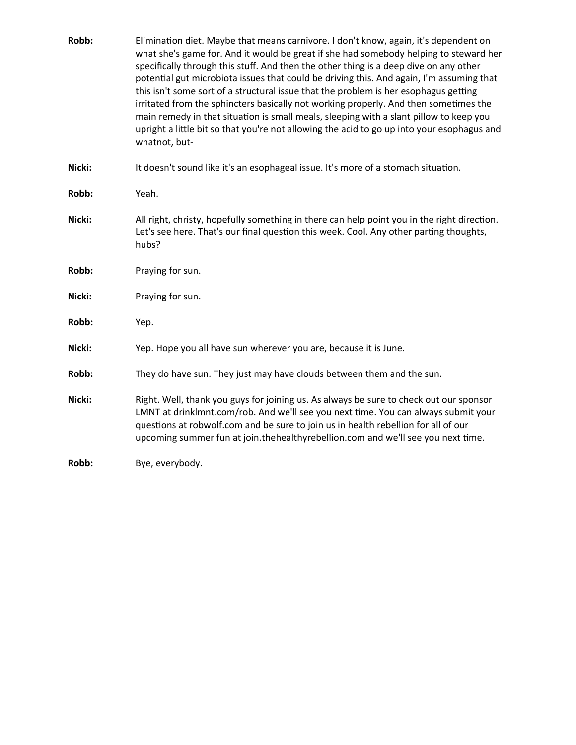**Robb:** Elimination diet. Maybe that means carnivore. I don't know, again, it's dependent on what she's game for. And it would be great if she had somebody helping to steward her specifically through this stuff. And then the other thing is a deep dive on any other potential gut microbiota issues that could be driving this. And again, I'm assuming that this isn't some sort of a structural issue that the problem is her esophagus getting irritated from the sphincters basically not working properly. And then sometimes the main remedy in that situation is small meals, sleeping with a slant pillow to keep you upright a little bit so that you're not allowing the acid to go up into your esophagus and whatnot, but-

**Nicki:** It doesn't sound like it's an esophageal issue. It's more of a stomach situation.

**Robb:** Yeah.

**Nicki:** All right, christy, hopefully something in there can help point you in the right direction. Let's see here. That's our final question this week. Cool. Any other parting thoughts, hubs?

**Robb:** Praying for sun.

**Nicki:** Praying for sun.

**Robb:** Yep.

**Nicki:** Yep. Hope you all have sun wherever you are, because it is June.

**Robb:** They do have sun. They just may have clouds between them and the sun.

**Nicki:** Right. Well, thank you guys for joining us. As always be sure to check out our sponsor LMNT at drinklmnt.com/rob. And we'll see you next time. You can always submit your questions at robwolf.com and be sure to join us in health rebellion for all of our upcoming summer fun at join.thehealthyrebellion.com and we'll see you next time.

**Robb:** Bye, everybody.